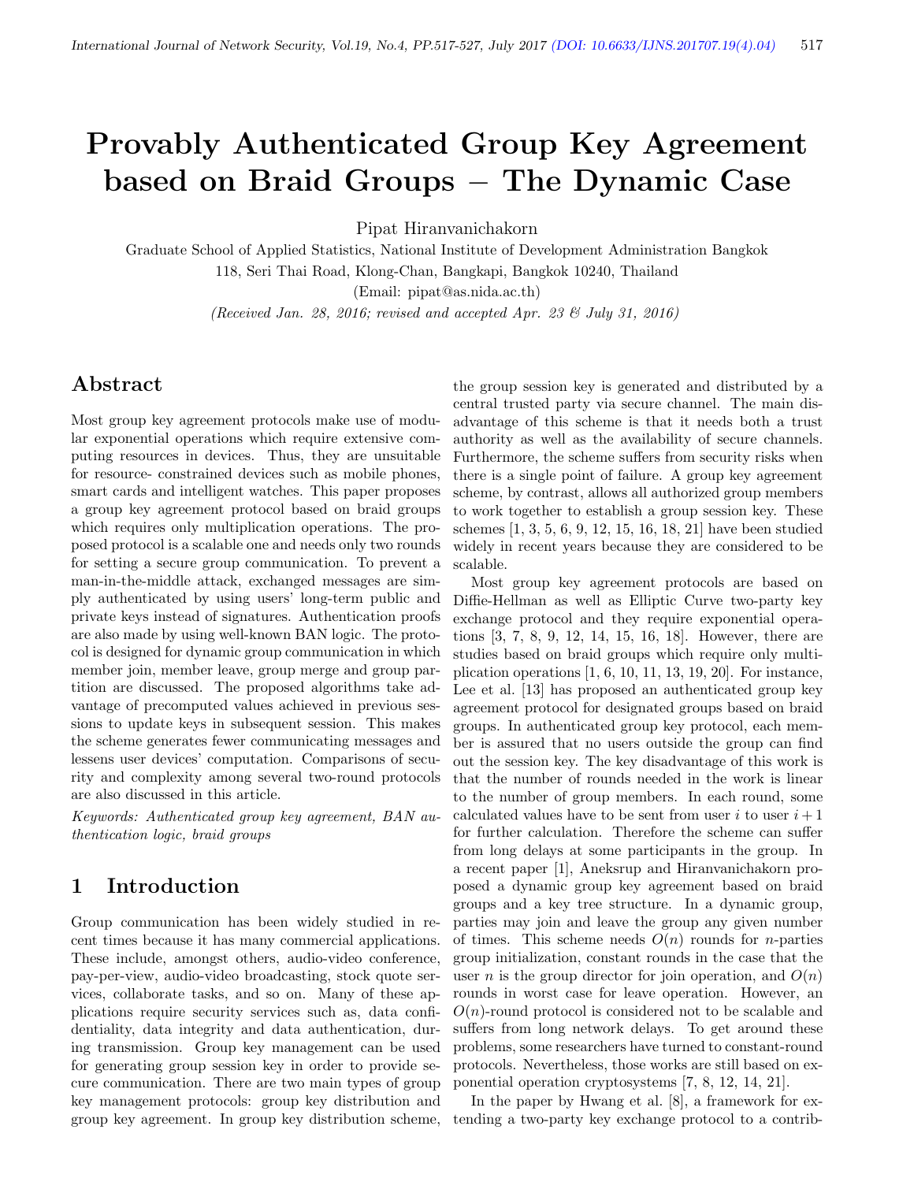# Provably Authenticated Group Key Agreement based on Braid Groups – The Dynamic Case

Pipat Hiranvanichakorn

Graduate School of Applied Statistics, National Institute of Development Administration Bangkok

118, Seri Thai Road, Klong-Chan, Bangkapi, Bangkok 10240, Thailand

(Email: pipat@as.nida.ac.th)

*(Received Jan. 28, 2016; revised and accepted Apr. 23 & July 31, 2016)*

## Abstract

Most group key agreement protocols make use of modular exponential operations which require extensive computing resources in devices. Thus, they are unsuitable for resource- constrained devices such as mobile phones, smart cards and intelligent watches. This paper proposes a group key agreement protocol based on braid groups which requires only multiplication operations. The proposed protocol is a scalable one and needs only two rounds for setting a secure group communication. To prevent a man-in-the-middle attack, exchanged messages are simply authenticated by using users' long-term public and private keys instead of signatures. Authentication proofs are also made by using well-known BAN logic. The protocol is designed for dynamic group communication in which member join, member leave, group merge and group partition are discussed. The proposed algorithms take advantage of precomputed values achieved in previous sessions to update keys in subsequent session. This makes the scheme generates fewer communicating messages and lessens user devices' computation. Comparisons of security and complexity among several two-round protocols are also discussed in this article.

*Keywords: Authenticated group key agreement, BAN authentication logic, braid groups*

## 1 Introduction

Group communication has been widely studied in recent times because it has many commercial applications. These include, amongst others, audio-video conference, pay-per-view, audio-video broadcasting, stock quote services, collaborate tasks, and so on. Many of these applications require security services such as, data confidentiality, data integrity and data authentication, during transmission. Group key management can be used for generating group session key in order to provide secure communication. There are two main types of group key management protocols: group key distribution and group key agreement. In group key distribution scheme, the group session key is generated and distributed by a central trusted party via secure channel. The main disadvantage of this scheme is that it needs both a trust authority as well as the availability of secure channels. Furthermore, the scheme suffers from security risks when there is a single point of failure. A group key agreement scheme, by contrast, allows all authorized group members to work together to establish a group session key. These schemes [1, 3, 5, 6, 9, 12, 15, 16, 18, 21] have been studied widely in recent years because they are considered to be scalable.

Most group key agreement protocols are based on Diffie-Hellman as well as Elliptic Curve two-party key exchange protocol and they require exponential operations [3, 7, 8, 9, 12, 14, 15, 16, 18]. However, there are studies based on braid groups which require only multiplication operations [1, 6, 10, 11, 13, 19, 20]. For instance, Lee et al. [13] has proposed an authenticated group key agreement protocol for designated groups based on braid groups. In authenticated group key protocol, each member is assured that no users outside the group can find out the session key. The key disadvantage of this work is that the number of rounds needed in the work is linear to the number of group members. In each round, some calculated values have to be sent from user $i$ to user $i+1$ for further calculation. Therefore the scheme can suffer from long delays at some participants in the group. In a recent paper [1], Aneksrup and Hiranvanichakorn proposed a dynamic group key agreement based on braid groups and a key tree structure. In a dynamic group, parties may join and leave the group any given number of times. This scheme needs $O(n)$ rounds for $n$-parties group initialization, constant rounds in the case that the user $n$ is the group director for join operation, and $O(n)$ rounds in worst case for leave operation. However, an $O(n)$-round protocol is considered not to be scalable and suffers from long network delays. To get around these problems, some researchers have turned to constant-round protocols. Nevertheless, those works are still based on exponential operation cryptosystems [7, 8, 12, 14, 21].

In the paper by Hwang et al. [8], a framework for extending a two-party key exchange protocol to a contrib-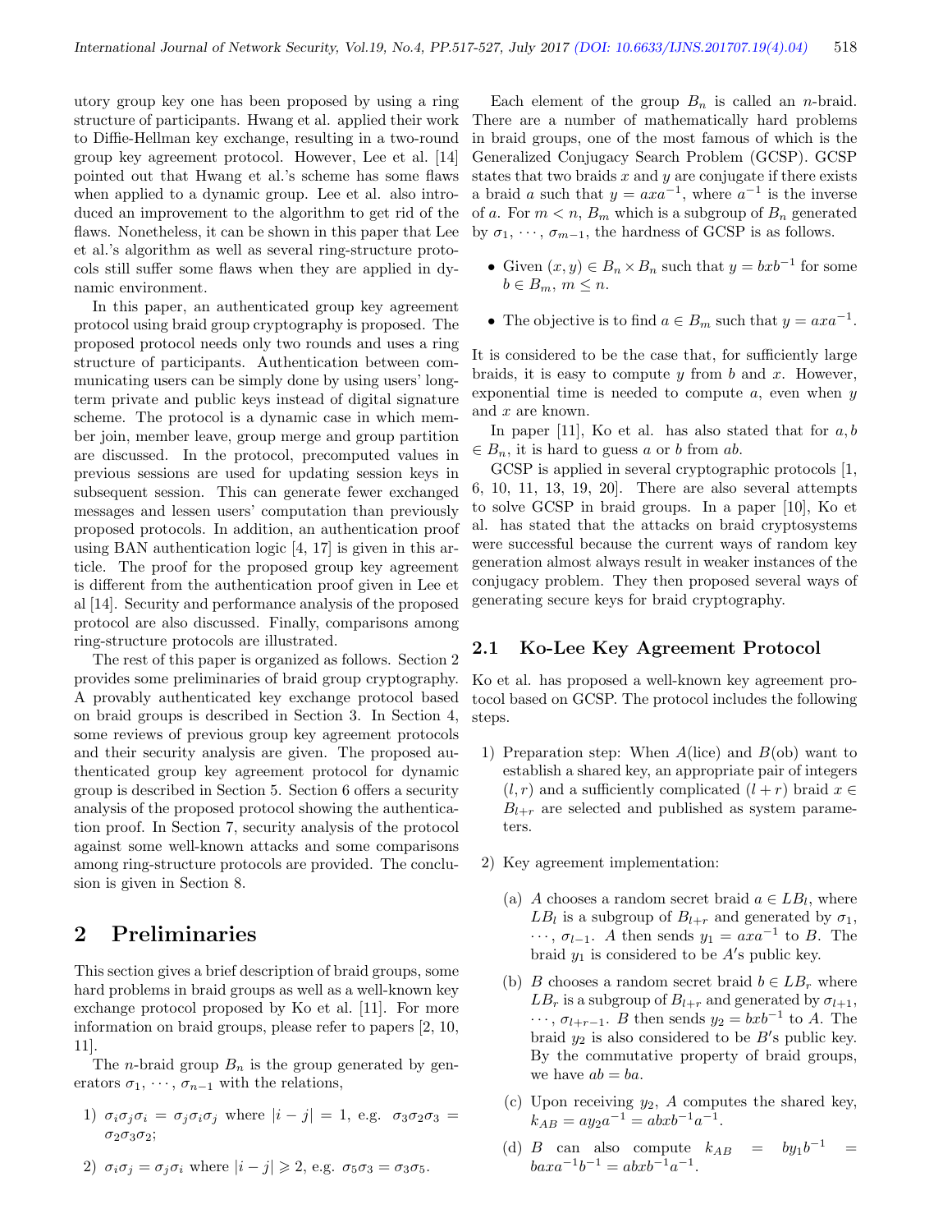utory group key one has been proposed by using a ring structure of participants. Hwang et al. applied their work to Diffie-Hellman key exchange, resulting in a two-round group key agreement protocol. However, Lee et al. [14] pointed out that Hwang et al.'s scheme has some flaws when applied to a dynamic group. Lee et al. also introduced an improvement to the algorithm to get rid of the flaws. Nonetheless, it can be shown in this paper that Lee et al.'s algorithm as well as several ring-structure protocols still suffer some flaws when they are applied in dynamic environment.

In this paper, an authenticated group key agreement protocol using braid group cryptography is proposed. The proposed protocol needs only two rounds and uses a ring structure of participants. Authentication between communicating users can be simply done by using users' long-term private and public keys instead of digital signature scheme. The protocol is a dynamic case in which member join, member leave, group merge and group partition are discussed. In the protocol, precomputed values in previous sessions are used for updating session keys in subsequent session. This can generate fewer exchanged messages and lessen users' computation than previously proposed protocols. In addition, an authentication proof using BAN authentication logic [4, 17] is given in this article. The proof for the proposed group key agreement is different from the authentication proof given in Lee et al [14]. Security and performance analysis of the proposed protocol are also discussed. Finally, comparisons among ring-structure protocols are illustrated.

The rest of this paper is organized as follows. Section 2 provides some preliminaries of braid group cryptography. A provably authenticated key exchange protocol based on braid groups is described in Section 3. In Section 4, some reviews of previous group key agreement protocols and their security analysis are given. The proposed authenticated group key agreement protocol for dynamic group is described in Section 5. Section 6 offers a security analysis of the proposed protocol showing the authentication proof. In Section 7, security analysis of the protocol against some well-known attacks and some comparisons among ring-structure protocols are provided. The conclusion is given in Section 8.

## 2 Preliminaries

This section gives a brief description of braid groups, some hard problems in braid groups as well as a well-known key exchange protocol proposed by Ko et al. [11]. For more information on braid groups, please refer to papers [2, 10, 11].

The $n$-braid group $B_n$ is the group generated by generators $\sigma_1, \cdots, \sigma_{n-1}$ with the relations,

1) $\sigma_i\sigma_j\sigma_i = \sigma_j\sigma_i\sigma_j$ where $|i-j| = 1$, e.g. $\sigma_3\sigma_2\sigma_3 = \sigma_2\sigma_3\sigma_2$;

2) $\sigma_i\sigma_j = \sigma_j\sigma_i$ where $|i-j| \geqslant 2$, e.g. $\sigma_5\sigma_3 = \sigma_3\sigma_5$.

Each element of the group $B_n$ is called an $n$-braid. There are a number of mathematically hard problems in braid groups, one of the most famous of which is the Generalized Conjugacy Search Problem (GCSP). GCSP states that two braids $x$ and $y$ are conjugate if there exists a braid $a$ such that $y = axa^{-1}$, where $a^{-1}$ is the inverse of $a$. For $m < n$, $B_m$ which is a subgroup of $B_n$ generated by $\sigma_1, \cdots, \sigma_{m-1}$, the hardness of GCSP is as follows.

- Given $(x, y) \in B_n \times B_n$ such that $y = bxb^{-1}$ for some $b \in B_m$, $m \leq n$.
- The objective is to find $a \in B_m$ such that $y = axa^{-1}$.

It is considered to be the case that, for sufficiently large braids, it is easy to compute $y$ from $b$ and $x$. However, exponential time is needed to compute $a$, even when $y$ and $x$ are known.

In paper [11], Ko et al. has also stated that for $a, b \in B_n$, it is hard to guess $a$ or $b$ from $ab$.

GCSP is applied in several cryptographic protocols [1, 6, 10, 11, 13, 19, 20]. There are also several attempts to solve GCSP in braid groups. In a paper [10], Ko et al. has stated that the attacks on braid cryptosystems were successful because the current ways of random key generation almost always result in weaker instances of the conjugacy problem. They then proposed several ways of generating secure keys for braid cryptography.

### 2.1 Ko-Lee Key Agreement Protocol

Ko et al. has proposed a well-known key agreement protocol based on GCSP. The protocol includes the following steps.

1) Preparation step: When $A$(lice) and $B$(ob) want to establish a shared key, an appropriate pair of integers $(l, r)$ and a sufficiently complicated $(l + r)$ braid $x \in B_{l+r}$ are selected and published as system parameters.

2) Key agreement implementation:

   (a) $A$ chooses a random secret braid $a \in LB_l$, where $LB_l$ is a subgroup of $B_{l+r}$ and generated by $\sigma_1, \cdots, \sigma_{l-1}$. $A$ then sends $y_1 = axa^{-1}$ to $B$. The braid $y_1$ is considered to be $A'$s public key.

   (b) $B$ chooses a random secret braid $b \in LB_r$ where $LB_r$ is a subgroup of $B_{l+r}$ and generated by $\sigma_{l+1}, \cdots, \sigma_{l+r-1}$. $B$ then sends $y_2 = bxb^{-1}$ to $A$. The braid $y_2$ is also considered to be $B'$s public key. By the commutative property of braid groups, we have $ab = ba$.

   (c) Upon receiving $y_2$, $A$ computes the shared key, $k_{AB} = ay_2a^{-1} = abxb^{-1}a^{-1}$.

   (d) $B$ can also compute $k_{AB} = by_1b^{-1} = baxa^{-1}b^{-1} = abxb^{-1}a^{-1}$.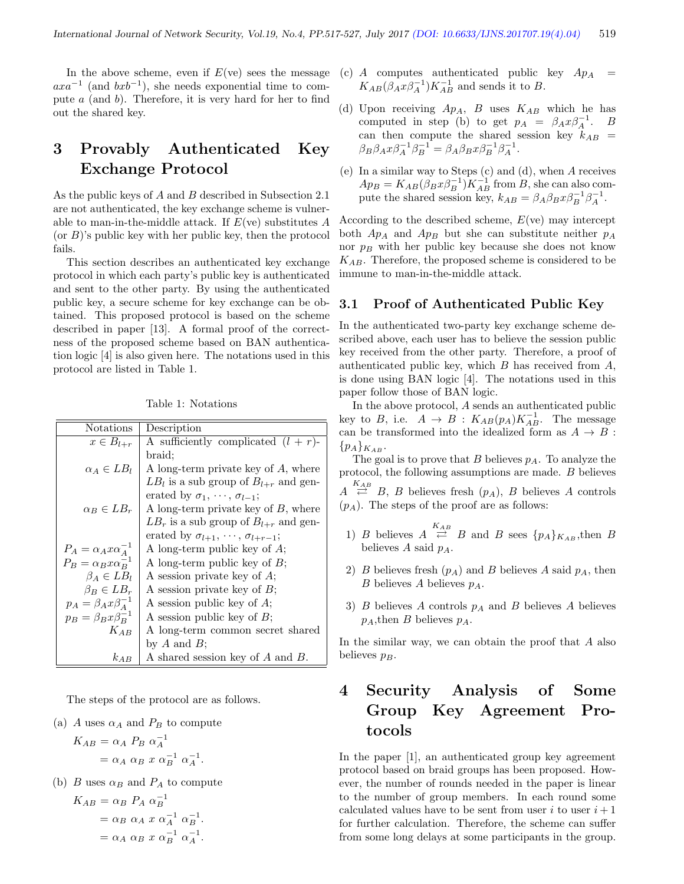In the above scheme, even if $E$(ve) sees the message $axa^{-1}$ (and $bxb^{-1}$), she needs exponential time to compute $a$ (and $b$). Therefore, it is very hard for her to find out the shared key.

# 3 Provably Authenticated Key Exchange Protocol

As the public keys of $A$ and $B$ described in Subsection 2.1 are not authenticated, the key exchange scheme is vulnerable to man-in-the-middle attack. If $E$(ve) substitutes $A$ (or $B$)'s public key with her public key, then the protocol fails.

This section describes an authenticated key exchange protocol in which each party's public key is authenticated and sent to the other party. By using the authenticated public key, a secure scheme for key exchange can be obtained. This proposed protocol is based on the scheme described in paper [13]. A formal proof of the correctness of the proposed scheme based on BAN authentication logic [4] is also given here. The notations used in this protocol are listed in Table 1.

Table 1: Notations

| Notations | Description |
|---|---|
| $x \in B_{l+r}$ | A sufficiently complicated $(l+r)$-braid; |
| $\alpha_A \in LB_l$ | A long-term private key of $A$, where $LB_l$ is a sub group of $B_{l+r}$ and generated by $\sigma_1, \cdots, \sigma_{l-1}$; |
| $\alpha_B \in LB_r$ | A long-term private key of $B$, where $LB_r$ is a sub group of $B_{l+r}$ and generated by $\sigma_{l+1}, \cdots, \sigma_{l+r-1}$; |
| $P_A = \alpha_A x \alpha_A^{-1}$ | A long-term public key of $A$; |
| $P_B = \alpha_B x \alpha_B^{-1}$ | A long-term public key of $B$; |
| $\beta_A \in LB_l$ | A session private key of $A$; |
| $\beta_B \in LB_r$ | A session private key of $B$; |
| $p_A = \beta_A x \beta_A^{-1}$ | A session public key of $A$; |
| $p_B = \beta_B x \beta_B^{-1}$ | A session public key of $B$; |
| $K_{AB}$ | A long-term common secret shared by $A$ and $B$; |
| $k_{AB}$ | A shared session key of $A$ and $B$. |

The steps of the protocol are as follows.

(a) $A$ uses $\alpha_A$ and $P_B$ to compute

$$K_{AB} = \alpha_A \; P_B \; \alpha_A^{-1} = \alpha_A \; \alpha_B \; x \; \alpha_B^{-1} \; \alpha_A^{-1}.$$

(b) $B$ uses $\alpha_B$ and $P_A$ to compute

$$K_{AB} = \alpha_B \; P_A \; \alpha_B^{-1} = \alpha_B \; \alpha_A \; x \; \alpha_A^{-1} \; \alpha_B^{-1}. = \alpha_A \; \alpha_B \; x \; \alpha_B^{-1} \; \alpha_A^{-1}.$$

(c) $A$ computes authenticated public key $Ap_A = K_{AB}(\beta_A x \beta_A^{-1})K_{AB}^{-1}$ and sends it to $B$.

(d) Upon receiving $Ap_A$, $B$ uses $K_{AB}$ which he has computed in step (b) to get $p_A = \beta_A x \beta_A^{-1}$. $B$ can then compute the shared session key $k_{AB} = \beta_B \beta_A x \beta_A^{-1} \beta_B^{-1} = \beta_A \beta_B x \beta_B^{-1} \beta_A^{-1}$.

(e) In a similar way to Steps (c) and (d), when $A$ receives $Ap_B = K_{AB}(\beta_B x \beta_B^{-1})K_{AB}^{-1}$ from $B$, she can also compute the shared session key, $k_{AB} = \beta_A \beta_B x \beta_B^{-1} \beta_A^{-1}$.

According to the described scheme, $E$(ve) may intercept both $Ap_A$ and $Ap_B$ but she can substitute neither $p_A$ nor $p_B$ with her public key because she does not know $K_{AB}$. Therefore, the proposed scheme is considered to be immune to man-in-the-middle attack.

## 3.1 Proof of Authenticated Public Key

In the authenticated two-party key exchange scheme described above, each user has to believe the session public key received from the other party. Therefore, a proof of authenticated public key, which $B$ has received from $A$, is done using BAN logic [4]. The notations used in this paper follow those of BAN logic.

In the above protocol, $A$ sends an authenticated public key to $B$, i.e. $A \rightarrow B : K_{AB}(p_A)K_{AB}^{-1}$. The message can be transformed into the idealized form as $A \rightarrow B : \{p_A\}_{K_{AB}}$.

The goal is to prove that $B$ believes $p_A$. To analyze the protocol, the following assumptions are made. $B$ believes $A \overset{K_{AB}}{\rightleftarrows} B$, $B$ believes fresh $(p_A)$, $B$ believes $A$ controls $(p_A)$. The steps of the proof are as follows:

1) $B$ believes $A \overset{K_{AB}}{\rightleftarrows} B$ and $B$ sees $\{p_A\}_{K_{AB}}$,then $B$ believes $A$ said $p_A$.

2) $B$ believes fresh $(p_A)$ and $B$ believes $A$ said $p_A$, then $B$ believes $A$ believes $p_A$.

3) $B$ believes $A$ controls $p_A$ and $B$ believes $A$ believes $p_A$,then $B$ believes $p_A$.

In the similar way, we can obtain the proof that $A$ also believes $p_B$.

# 4 Security Analysis of Some Group Key Agreement Protocols

In the paper [1], an authenticated group key agreement protocol based on braid groups has been proposed. However, the number of rounds needed in the paper is linear to the number of group members. In each round some calculated values have to be sent from user $i$ to user $i+1$ for further calculation. Therefore, the scheme can suffer from some long delays at some participants in the group.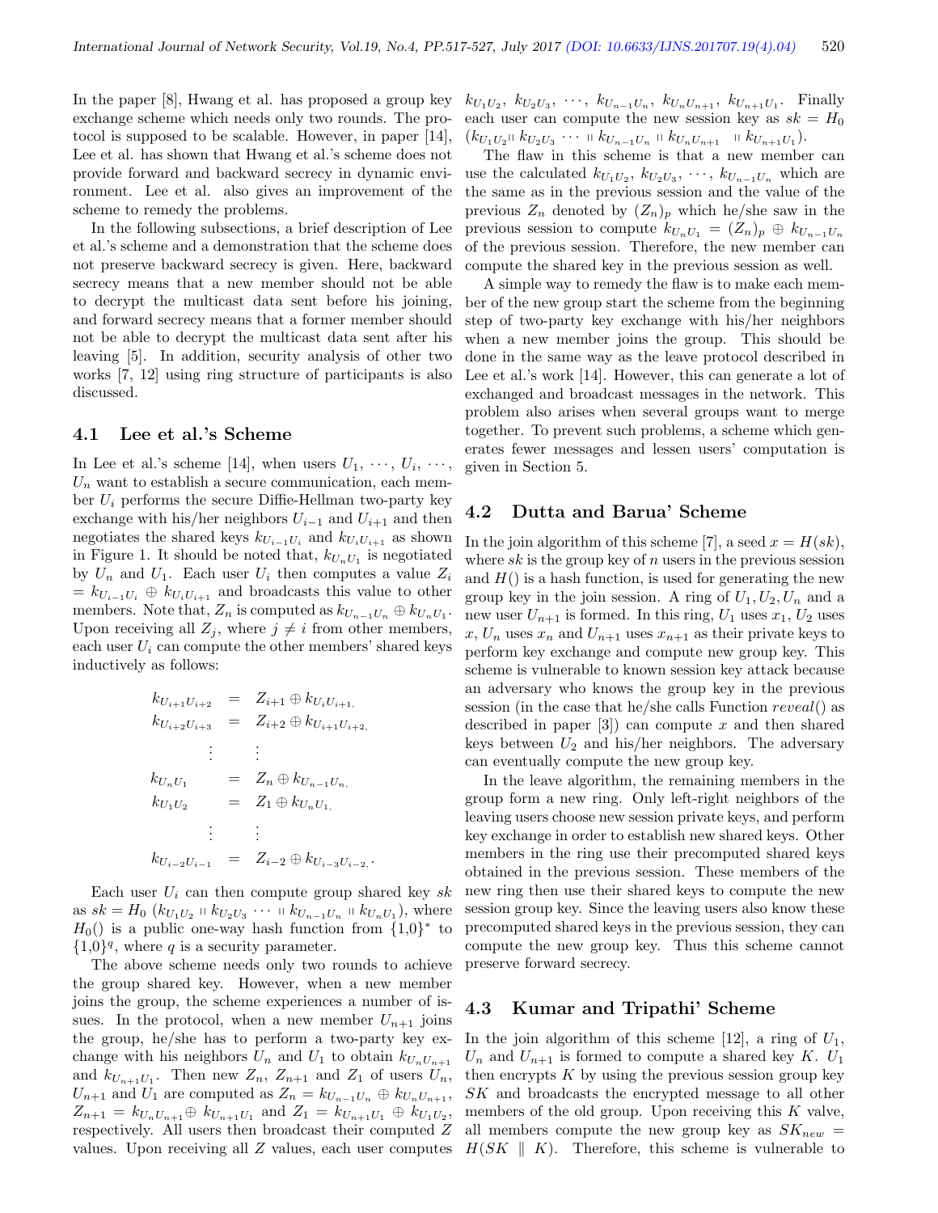In the paper [8], Hwang et al. has proposed a group key exchange scheme which needs only two rounds. The protocol is supposed to be scalable. However, in paper [14], Lee et al. has shown that Hwang et al.'s scheme does not provide forward and backward secrecy in dynamic environment. Lee et al. also gives an improvement of the scheme to remedy the problems.

In the following subsections, a brief description of Lee et al.'s scheme and a demonstration that the scheme does not preserve backward secrecy is given. Here, backward secrecy means that a new member should not be able to decrypt the multicast data sent before his joining, and forward secrecy means that a former member should not be able to decrypt the multicast data sent after his leaving [5]. In addition, security analysis of other two works [7, 12] using ring structure of participants is also discussed.

## 4.1 Lee et al.'s Scheme

In Lee et al.'s scheme [14], when users $U_1, \cdots, U_i, \cdots, U_n$ want to establish a secure communication, each member $U_i$ performs the secure Diffie-Hellman two-party key exchange with his/her neighbors $U_{i-1}$ and $U_{i+1}$ and then negotiates the shared keys $k_{U_{i-1}U_i}$ and $k_{U_iU_{i+1}}$ as shown in Figure 1. It should be noted that, $k_{U_nU_1}$ is negotiated by $U_n$ and $U_1$. Each user $U_i$ then computes a value $Z_i = k_{U_{i-1}U_i} \oplus k_{U_iU_{i+1}}$ and broadcasts this value to other members. Note that, $Z_n$ is computed as $k_{U_{n-1}U_n} \oplus k_{U_nU_1}$. Upon receiving all $Z_j$, where $j \neq i$ from other members, each user $U_i$ can compute the other members' shared keys inductively as follows:

$$
\begin{aligned}
k_{U_{i+1}U_{i+2}} &= Z_{i+1} \oplus k_{U_iU_{i+1}}, \\
k_{U_{i+2}U_{i+3}} &= Z_{i+2} \oplus k_{U_{i+1}U_{i+2}}, \\
&\vdots \\
k_{U_nU_1} &= Z_n \oplus k_{U_{n-1}U_n}, \\
k_{U_1U_2} &= Z_1 \oplus k_{U_nU_1}, \\
&\vdots \\
k_{U_{i-2}U_{i-1}} &= Z_{i-2} \oplus k_{U_{i-3}U_{i-2}}.
\end{aligned}
$$

Each user $U_i$ can then compute group shared key $sk$ as $sk = H_0\ (k_{U_1U_2} \,\|\, k_{U_2U_3} \cdots \|\, k_{U_{n-1}U_n} \,\|\, k_{U_nU_1})$, where $H_0()$ is a public one-way hash function from $\{1,0\}^*$ to $\{1,0\}^q$, where $q$ is a security parameter.

The above scheme needs only two rounds to achieve the group shared key. However, when a new member joins the group, the scheme experiences a number of issues. In the protocol, when a new member $U_{n+1}$ joins the group, he/she has to perform a two-party key exchange with his neighbors $U_n$ and $U_1$ to obtain $k_{U_nU_{n+1}}$ and $k_{U_{n+1}U_1}$. Then new $Z_n$, $Z_{n+1}$ and $Z_1$ of users $U_n$, $U_{n+1}$ and $U_1$ are computed as $Z_n = k_{U_{n-1}U_n} \oplus k_{U_nU_{n+1}}$, $Z_{n+1} = k_{U_nU_{n+1}} \oplus k_{U_{n+1}U_1}$ and $Z_1 = k_{U_{n+1}U_1} \oplus k_{U_1U_2}$, respectively. All users then broadcast their computed $Z$ values. Upon receiving all $Z$ values, each user computes $k_{U_1U_2}$, $k_{U_2U_3}$, $\cdots$, $k_{U_{n-1}U_n}$, $k_{U_nU_{n+1}}$, $k_{U_{n+1}U_1}$. Finally each user can compute the new session key as $sk = H_0\ (k_{U_1U_2} \| \, k_{U_2U_3} \cdots \| \, k_{U_{n-1}U_n} \, \| \, k_{U_nU_{n+1}} \ \| \, k_{U_{n+1}U_1})$.

The flaw in this scheme is that a new member can use the calculated $k_{U_1U_2}$, $k_{U_2U_3}$, $\cdots$, $k_{U_{n-1}U_n}$ which are the same as in the previous session and the value of the previous $Z_n$ denoted by $(Z_n)_p$ which he/she saw in the previous session to compute $k_{U_nU_1} = (Z_n)_p \oplus k_{U_{n-1}U_n}$ of the previous session. Therefore, the new member can compute the shared key in the previous session as well.

A simple way to remedy the flaw is to make each member of the new group start the scheme from the beginning step of two-party key exchange with his/her neighbors when a new member joins the group. This should be done in the same way as the leave protocol described in Lee et al.'s work [14]. However, this can generate a lot of exchanged and broadcast messages in the network. This problem also arises when several groups want to merge together. To prevent such problems, a scheme which generates fewer messages and lessen users' computation is given in Section 5.

## 4.2 Dutta and Barua' Scheme

In the join algorithm of this scheme [7], a seed $x = H(sk)$, where $sk$ is the group key of $n$ users in the previous session and $H()$ is a hash function, is used for generating the new group key in the join session. A ring of $U_1, U_2, U_n$ and a new user $U_{n+1}$ is formed. In this ring, $U_1$ uses $x_1$, $U_2$ uses $x$, $U_n$ uses $x_n$ and $U_{n+1}$ uses $x_{n+1}$ as their private keys to perform key exchange and compute new group key. This scheme is vulnerable to known session key attack because an adversary who knows the group key in the previous session (in the case that he/she calls Function *reveal*() as described in paper [3]) can compute $x$ and then shared keys between $U_2$ and his/her neighbors. The adversary can eventually compute the new group key.

In the leave algorithm, the remaining members in the group form a new ring. Only left-right neighbors of the leaving users choose new session private keys, and perform key exchange in order to establish new shared keys. Other members in the ring use their precomputed shared keys obtained in the previous session. These members of the new ring then use their shared keys to compute the new session group key. Since the leaving users also know these precomputed shared keys in the previous session, they can compute the new group key. Thus this scheme cannot preserve forward secrecy.

## 4.3 Kumar and Tripathi' Scheme

In the join algorithm of this scheme [12], a ring of $U_1$, $U_n$ and $U_{n+1}$ is formed to compute a shared key $K$. $U_1$ then encrypts $K$ by using the previous session group key $SK$ and broadcasts the encrypted message to all other members of the old group. Upon receiving this $K$ valve, all members compute the new group key as $SK_{new} = H(SK \parallel K)$. Therefore, this scheme is vulnerable to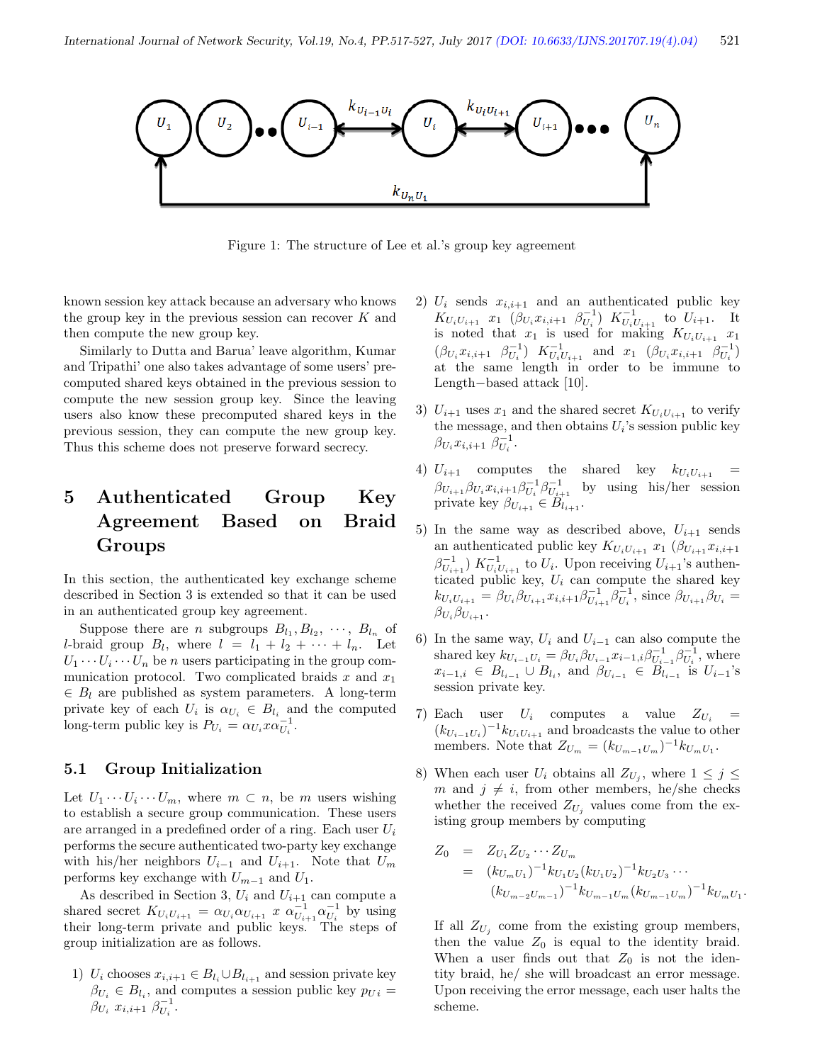Figure 1: The structure of Lee et al.'s group key agreement

known session key attack because an adversary who knows the group key in the previous session can recover $K$ and then compute the new group key.

Similarly to Dutta and Barua' leave algorithm, Kumar and Tripathi' one also takes advantage of some users' pre-computed shared keys obtained in the previous session to compute the new session group key. Since the leaving users also know these precomputed shared keys in the previous session, they can compute the new group key. Thus this scheme does not preserve forward secrecy.

# 5 Authenticated Group Key Agreement Based on Braid Groups

In this section, the authenticated key exchange scheme described in Section 3 is extended so that it can be used in an authenticated group key agreement.

Suppose there are $n$ subgroups $B_{l_1}, B_{l_2}, \cdots, B_{l_n}$ of $l$-braid group $B_l$, where $l = l_1 + l_2 + \cdots + l_n$. Let $U_1 \cdots U_i \cdots U_n$ be $n$ users participating in the group communication protocol. Two complicated braids $x$ and $x_1 \in B_l$ are published as system parameters. A long-term private key of each $U_i$ is $\alpha_{U_i} \in B_{l_i}$ and the computed long-term public key is $P_{U_i} = \alpha_{U_i} x \alpha_{U_i}^{-1}$.

## 5.1 Group Initialization

Let $U_1 \cdots U_i \cdots U_m$, where $m \subset n$, be $m$ users wishing to establish a secure group communication. These users are arranged in a predefined order of a ring. Each user $U_i$ performs the secure authenticated two-party key exchange with his/her neighbors $U_{i-1}$ and $U_{i+1}$. Note that $U_m$ performs key exchange with $U_{m-1}$ and $U_1$.

As described in Section 3, $U_i$ and $U_{i+1}$ can compute a shared secret $K_{U_i U_{i+1}} = \alpha_{U_i} \alpha_{U_{i+1}}\ x\ \alpha_{U_{i+1}}^{-1} \alpha_{U_i}^{-1}$ by using their long-term private and public keys. The steps of group initialization are as follows.

1) $U_i$ chooses $x_{i,i+1} \in B_{l_i} \cup B_{l_{i+1}}$ and session private key $\beta_{U_i} \in B_{l_i}$, and computes a session public key $p_{U i} = \beta_{U_i}\ x_{i,i+1}\ \beta_{U_i}^{-1}$.

2) $U_i$ sends $x_{i,i+1}$ and an authenticated public key $K_{U_i U_{i+1}}\ x_1\ (\beta_{U_i} x_{i,i+1}\ \beta_{U_i}^{-1})\ K_{U_i U_{i+1}}^{-1}$ to $U_{i+1}$. It is noted that $x_1$ is used for making $K_{U_i U_{i+1}}\ x_1\ (\beta_{U_i} x_{i,i+1}\ \beta_{U_i}^{-1})\ K_{U_i U_{i+1}}^{-1}$ and $x_1\ (\beta_{U_i} x_{i,i+1}\ \beta_{U_i}^{-1})$ at the same length in order to be immune to Length−based attack [10].

3) $U_{i+1}$ uses $x_1$ and the shared secret $K_{U_i U_{i+1}}$ to verify the message, and then obtains $U_i$'s session public key $\beta_{U_i} x_{i,i+1}\ \beta_{U_i}^{-1}$.

4) $U_{i+1}$ computes the shared key $k_{U_i U_{i+1}} = \beta_{U_{i+1}} \beta_{U_i} x_{i,i+1} \beta_{U_i}^{-1} \beta_{U_{i+1}}^{-1}$ by using his/her session private key $\beta_{U_{i+1}} \in B_{l_{i+1}}$.

5) In the same way as described above, $U_{i+1}$ sends an authenticated public key $K_{U_i U_{i+1}}\ x_1\ (\beta_{U_{i+1}} x_{i,i+1}\ \beta_{U_{i+1}}^{-1})\ K_{U_i U_{i+1}}^{-1}$ to $U_i$. Upon receiving $U_{i+1}$'s authenticated public key, $U_i$ can compute the shared key $k_{U_i U_{i+1}} = \beta_{U_i} \beta_{U_{i+1}} x_{i,i+1} \beta_{U_{i+1}}^{-1} \beta_{U_i}^{-1}$, since $\beta_{U_{i+1}} \beta_{U_i} = \beta_{U_i} \beta_{U_{i+1}}$.

6) In the same way, $U_i$ and $U_{i-1}$ can also compute the shared key $k_{U_{i-1} U_i} = \beta_{U_i} \beta_{U_{i-1}} x_{i-1,i} \beta_{U_{i-1}}^{-1} \beta_{U_i}^{-1}$, where $x_{i-1,i} \in B_{l_{i-1}} \cup B_{l_i}$, and $\beta_{U_{i-1}} \in B_{l_{i-1}}$ is $U_{i-1}$'s session private key.

7) Each user $U_i$ computes a value $Z_{U_i} = (k_{U_{i-1} U_i})^{-1} k_{U_i U_{i+1}}$ and broadcasts the value to other members. Note that $Z_{U_m} = (k_{U_{m-1} U_m})^{-1} k_{U_m U_1}$.

8) When each user $U_i$ obtains all $Z_{U_j}$, where $1 \le j \le m$ and $j \neq i$, from other members, he/she checks whether the received $Z_{U_j}$ values come from the existing group members by computing

$$
\begin{aligned}
Z_0 &= Z_{U_1} Z_{U_2} \cdots Z_{U_m} \\
&= (k_{U_m U_1})^{-1} k_{U_1 U_2} (k_{U_1 U_2})^{-1} k_{U_2 U_3} \cdots \\
&\quad (k_{U_{m-2} U_{m-1}})^{-1} k_{U_{m-1} U_m} (k_{U_{m-1} U_m})^{-1} k_{U_m U_1}.
\end{aligned}
$$

If all $Z_{U_j}$ come from the existing group members, then the value $Z_0$ is equal to the identity braid. When a user finds out that $Z_0$ is not the identity braid, he/ she will broadcast an error message. Upon receiving the error message, each user halts the scheme.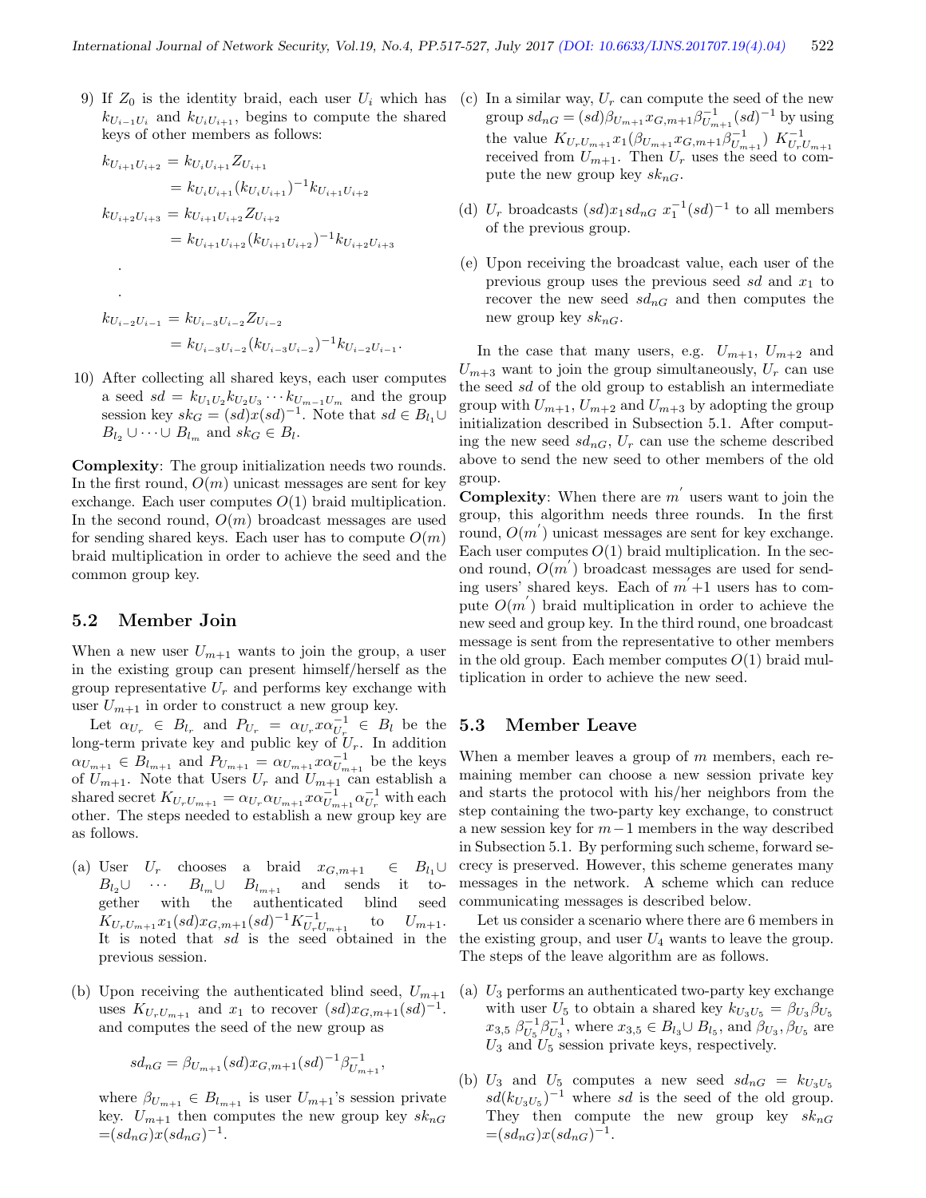9) If $Z_0$ is the identity braid, each user $U_i$ which has $k_{U_{i-1}U_i}$ and $k_{U_iU_{i+1}}$, begins to compute the shared keys of other members as follows:

$$
\begin{aligned}
k_{U_{i+1}U_{i+2}} &= k_{U_iU_{i+1}} Z_{U_{i+1}} \\
&= k_{U_iU_{i+1}} (k_{U_iU_{i+1}})^{-1} k_{U_{i+1}U_{i+2}} \\
k_{U_{i+2}U_{i+3}} &= k_{U_{i+1}U_{i+2}} Z_{U_{i+2}} \\
&= k_{U_{i+1}U_{i+2}} (k_{U_{i+1}U_{i+2}})^{-1} k_{U_{i+2}U_{i+3}} \\
&. \\
&. \\
k_{U_{i-2}U_{i-1}} &= k_{U_{i-3}U_{i-2}} Z_{U_{i-2}} \\
&= k_{U_{i-3}U_{i-2}} (k_{U_{i-3}U_{i-2}})^{-1} k_{U_{i-2}U_{i-1}}.
\end{aligned}
$$

10) After collecting all shared keys, each user computes a seed $sd = k_{U_1U_2} k_{U_2U_3} \cdots k_{U_{m-1}U_m}$ and the group session key $sk_G = (sd)x(sd)^{-1}$. Note that $sd \in B_{l_1} \cup B_{l_2} \cup \cdots \cup B_{l_m}$ and $sk_G \in B_l$.

**Complexity**: The group initialization needs two rounds. In the first round, $O(m)$ unicast messages are sent for key exchange. Each user computes $O(1)$ braid multiplication. In the second round, $O(m)$ broadcast messages are used for sending shared keys. Each user has to compute $O(m)$ braid multiplication in order to achieve the seed and the common group key.

## 5.2 Member Join

When a new user $U_{m+1}$ wants to join the group, a user in the existing group can present himself/herself as the group representative $U_r$ and performs key exchange with user $U_{m+1}$ in order to construct a new group key.

Let $\alpha_{U_r} \in B_{l_r}$ and $P_{U_r} = \alpha_{U_r} x \alpha_{U_r}^{-1} \in B_l$ be the long-term private key and public key of $U_r$. In addition $\alpha_{U_{m+1}} \in B_{l_{m+1}}$ and $P_{U_{m+1}} = \alpha_{U_{m+1}} x \alpha_{U_{m+1}}^{-1}$ be the keys of $U_{m+1}$. Note that Users $U_r$ and $U_{m+1}$ can establish a shared secret $K_{U_rU_{m+1}} = \alpha_{U_r} \alpha_{U_{m+1}} x \alpha_{U_{m+1}}^{-1} \alpha_{U_r}^{-1}$ with each other. The steps needed to establish a new group key are as follows.

(a) User $U_r$ chooses a braid $x_{G,m+1} \in B_{l_1} \cup B_{l_2} \cup \cdots B_{l_m} \cup B_{l_{m+1}}$ and sends it together with the authenticated blind seed $K_{U_rU_{m+1}} x_1 (sd) x_{G,m+1} (sd)^{-1} K_{U_rU_{m+1}}^{-1}$ to $U_{m+1}$. It is noted that $sd$ is the seed obtained in the previous session.

(b) Upon receiving the authenticated blind seed, $U_{m+1}$ uses $K_{U_rU_{m+1}}$ and $x_1$ to recover $(sd)x_{G,m+1}(sd)^{-1}$. and computes the seed of the new group as

$$sd_{nG} = \beta_{U_{m+1}} (sd) x_{G,m+1} (sd)^{-1} \beta_{U_{m+1}}^{-1},$$

where $\beta_{U_{m+1}} \in B_{l_{m+1}}$ is user $U_{m+1}$'s session private key. $U_{m+1}$ then computes the new group key $sk_{nG} = (sd_{nG})x(sd_{nG})^{-1}$.

(c) In a similar way, $U_r$ can compute the seed of the new group $sd_{nG} = (sd)\beta_{U_{m+1}} x_{G,m+1} \beta_{U_{m+1}}^{-1} (sd)^{-1}$ by using the value $K_{U_rU_{m+1}} x_1 (\beta_{U_{m+1}} x_{G,m+1} \beta_{U_{m+1}}^{-1})\ K_{U_rU_{m+1}}^{-1}$ received from $U_{m+1}$. Then $U_r$ uses the seed to compute the new group key $sk_{nG}$.

(d) $U_r$ broadcasts $(sd)x_1 sd_{nG}\ x_1^{-1}(sd)^{-1}$ to all members of the previous group.

(e) Upon receiving the broadcast value, each user of the previous group uses the previous seed $sd$ and $x_1$ to recover the new seed $sd_{nG}$ and then computes the new group key $sk_{nG}$.

In the case that many users, e.g. $U_{m+1}$, $U_{m+2}$ and $U_{m+3}$ want to join the group simultaneously, $U_r$ can use the seed $sd$ of the old group to establish an intermediate group with $U_{m+1}$, $U_{m+2}$ and $U_{m+3}$ by adopting the group initialization described in Subsection 5.1. After computing the new seed $sd_{nG}$, $U_r$ can use the scheme described above to send the new seed to other members of the old group.

**Complexity**: When there are $m'$ users want to join the group, this algorithm needs three rounds. In the first round, $O(m')$ unicast messages are sent for key exchange. Each user computes $O(1)$ braid multiplication. In the second round, $O(m')$ broadcast messages are used for sending users' shared keys. Each of $m'+1$ users has to compute $O(m')$ braid multiplication in order to achieve the new seed and group key. In the third round, one broadcast message is sent from the representative to other members in the old group. Each member computes $O(1)$ braid multiplication in order to achieve the new seed.

## 5.3 Member Leave

When a member leaves a group of $m$ members, each remaining member can choose a new session private key and starts the protocol with his/her neighbors from the step containing the two-party key exchange, to construct a new session key for $m-1$ members in the way described in Subsection 5.1. By performing such scheme, forward secrecy is preserved. However, this scheme generates many messages in the network. A scheme which can reduce communicating messages is described below.

Let us consider a scenario where there are 6 members in the existing group, and user $U_4$ wants to leave the group. The steps of the leave algorithm are as follows.

(a) $U_3$ performs an authenticated two-party key exchange with user $U_5$ to obtain a shared key $k_{U_3U_5} = \beta_{U_3}\beta_{U_5}\ x_{3,5}\ \beta_{U_5}^{-1}\beta_{U_3}^{-1}$, where $x_{3,5} \in B_{l_3} \cup B_{l_5}$, and $\beta_{U_3}, \beta_{U_5}$ are $U_3$ and $U_5$ session private keys, respectively.

(b) $U_3$ and $U_5$ computes a new seed $sd_{nG} = k_{U_3U_5}\ sd(k_{U_3U_5})^{-1}$ where $sd$ is the seed of the old group. They then compute the new group key $sk_{nG} = (sd_{nG})x(sd_{nG})^{-1}$.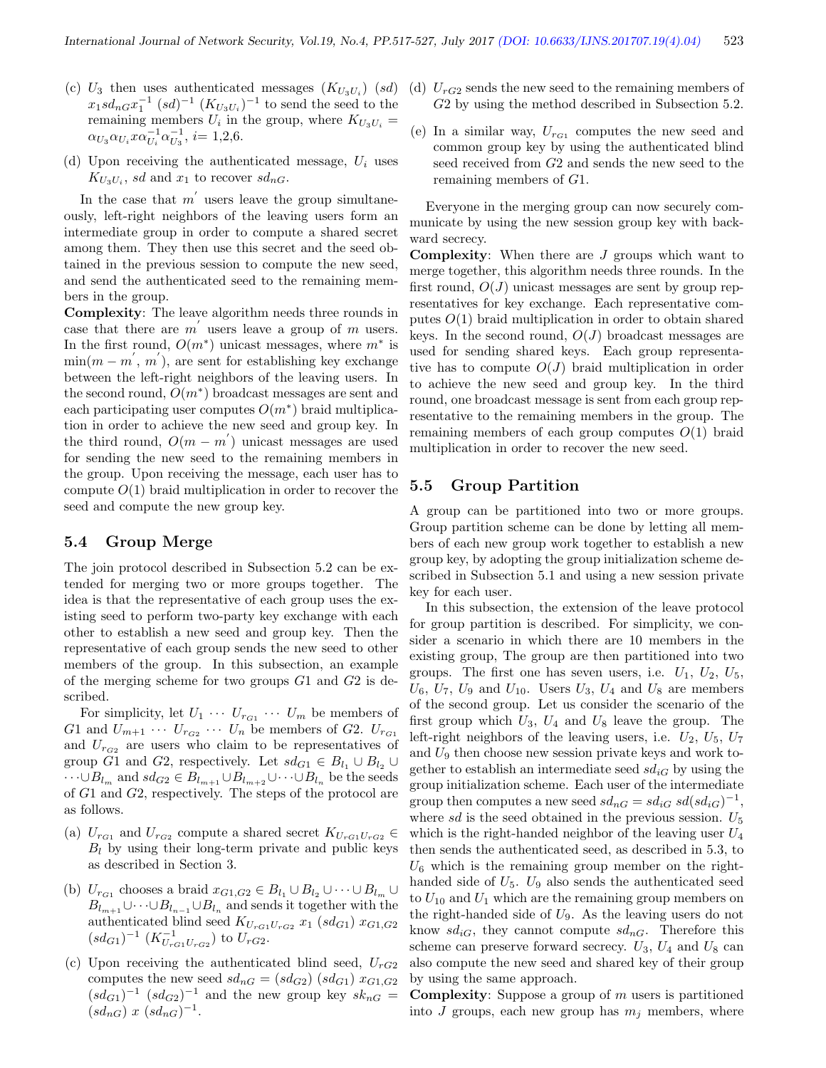(c) $U_3$ then uses authenticated messages $(K_{U_3U_i})$ $(sd)$ $x_1 sd_{nG} x_1^{-1}$ $(sd)^{-1}$ $(K_{U_3U_i})^{-1}$ to send the seed to the remaining members $U_i$ in the group, where $K_{U_3U_i} = \alpha_{U_3}\alpha_{U_i} x \alpha_{U_i}^{-1}\alpha_{U_3}^{-1}$, $i$= 1,2,6.

(d) Upon receiving the authenticated message, $U_i$ uses $K_{U_3U_i}$, $sd$ and $x_1$ to recover $sd_{nG}$.

In the case that $m'$ users leave the group simultaneously, left-right neighbors of the leaving users form an intermediate group in order to compute a shared secret among them. They then use this secret and the seed obtained in the previous session to compute the new seed, and send the authenticated seed to the remaining members in the group.

**Complexity**: The leave algorithm needs three rounds in case that there are $m'$ users leave a group of $m$ users. In the first round, $O(m^*)$ unicast messages, where $m^*$ is $\min(m - m', m')$, are sent for establishing key exchange between the left-right neighbors of the leaving users. In the second round, $O(m^*)$ broadcast messages are sent and each participating user computes $O(m^*)$ braid multiplication in order to achieve the new seed and group key. In the third round, $O(m - m')$ unicast messages are used for sending the new seed to the remaining members in the group. Upon receiving the message, each user has to compute $O(1)$ braid multiplication in order to recover the seed and compute the new group key.

### 5.4 Group Merge

The join protocol described in Subsection 5.2 can be extended for merging two or more groups together. The idea is that the representative of each group uses the existing seed to perform two-party key exchange with each other to establish a new seed and group key. Then the representative of each group sends the new seed to other members of the group. In this subsection, an example of the merging scheme for two groups $G1$ and $G2$ is described.

For simplicity, let $U_1 \cdots U_{r_{G1}} \cdots U_m$ be members of $G1$ and $U_{m+1} \cdots U_{r_{G2}} \cdots U_n$ be members of $G2$. $U_{r_{G1}}$ and $U_{r_{G2}}$ are users who claim to be representatives of group $G1$ and $G2$, respectively. Let $sd_{G1} \in B_{l_1} \cup B_{l_2} \cup \cdots \cup B_{l_m}$ and $sd_{G2} \in B_{l_{m+1}} \cup B_{l_{m+2}} \cup \cdots \cup B_{l_n}$ be the seeds of $G1$ and $G2$, respectively. The steps of the protocol are as follows.

(a) $U_{r_{G1}}$ and $U_{r_{G2}}$ compute a shared secret $K_{U_{rG1}U_{rG2}} \in B_l$ by using their long-term private and public keys as described in Section 3.

(b) $U_{r_{G1}}$ chooses a braid $x_{G1,G2} \in B_{l_1} \cup B_{l_2} \cup \cdots \cup B_{l_m} \cup B_{l_{m+1}} \cup \cdots \cup B_{l_{n-1}} \cup B_{l_n}$ and sends it together with the authenticated blind seed $K_{U_{rG1}U_{rG2}}$ $x_1$ $(sd_{G1})$ $x_{G1,G2}$ $(sd_{G1})^{-1}$ $(K_{U_{rG1}U_{rG2}}^{-1})$ to $U_{rG2}$.

(c) Upon receiving the authenticated blind seed, $U_{rG2}$ computes the new seed $sd_{nG} = (sd_{G2})$ $(sd_{G1})$ $x_{G1,G2}$ $(sd_{G1})^{-1}$ $(sd_{G2})^{-1}$ and the new group key $sk_{nG} = (sd_{nG})$ $x$ $(sd_{nG})^{-1}$.

(d) $U_{rG2}$ sends the new seed to the remaining members of $G2$ by using the method described in Subsection 5.2.

(e) In a similar way, $U_{r_{G1}}$ computes the new seed and common group key by using the authenticated blind seed received from $G2$ and sends the new seed to the remaining members of $G1$.

Everyone in the merging group can now securely communicate by using the new session group key with backward secrecy.

**Complexity**: When there are $J$ groups which want to merge together, this algorithm needs three rounds. In the first round, $O(J)$ unicast messages are sent by group representatives for key exchange. Each representative computes $O(1)$ braid multiplication in order to obtain shared keys. In the second round, $O(J)$ broadcast messages are used for sending shared keys. Each group representative has to compute $O(J)$ braid multiplication in order to achieve the new seed and group key. In the third round, one broadcast message is sent from each group representative to the remaining members in the group. The remaining members of each group computes $O(1)$ braid multiplication in order to recover the new seed.

### 5.5 Group Partition

A group can be partitioned into two or more groups. Group partition scheme can be done by letting all members of each new group work together to establish a new group key, by adopting the group initialization scheme described in Subsection 5.1 and using a new session private key for each user.

In this subsection, the extension of the leave protocol for group partition is described. For simplicity, we consider a scenario in which there are 10 members in the existing group, The group are then partitioned into two groups. The first one has seven users, i.e. $U_1$, $U_2$, $U_5$, $U_6$, $U_7$, $U_9$ and $U_{10}$. Users $U_3$, $U_4$ and $U_8$ are members of the second group. Let us consider the scenario of the first group which $U_3$, $U_4$ and $U_8$ leave the group. The left-right neighbors of the leaving users, i.e. $U_2$, $U_5$, $U_7$ and $U_9$ then choose new session private keys and work together to establish an intermediate seed $sd_{iG}$ by using the group initialization scheme. Each user of the intermediate group then computes a new seed $sd_{nG} = sd_{iG}\ sd(sd_{iG})^{-1}$, where $sd$ is the seed obtained in the previous session. $U_5$ which is the right-handed neighbor of the leaving user $U_4$ then sends the authenticated seed, as described in 5.3, to $U_6$ which is the remaining group member on the right-handed side of $U_5$. $U_9$ also sends the authenticated seed to $U_{10}$ and $U_1$ which are the remaining group members on the right-handed side of $U_9$. As the leaving users do not know $sd_{iG}$, they cannot compute $sd_{nG}$. Therefore this scheme can preserve forward secrecy. $U_3$, $U_4$ and $U_8$ can also compute the new seed and shared key of their group by using the same approach.

**Complexity**: Suppose a group of $m$ users is partitioned into $J$ groups, each new group has $m_j$ members, where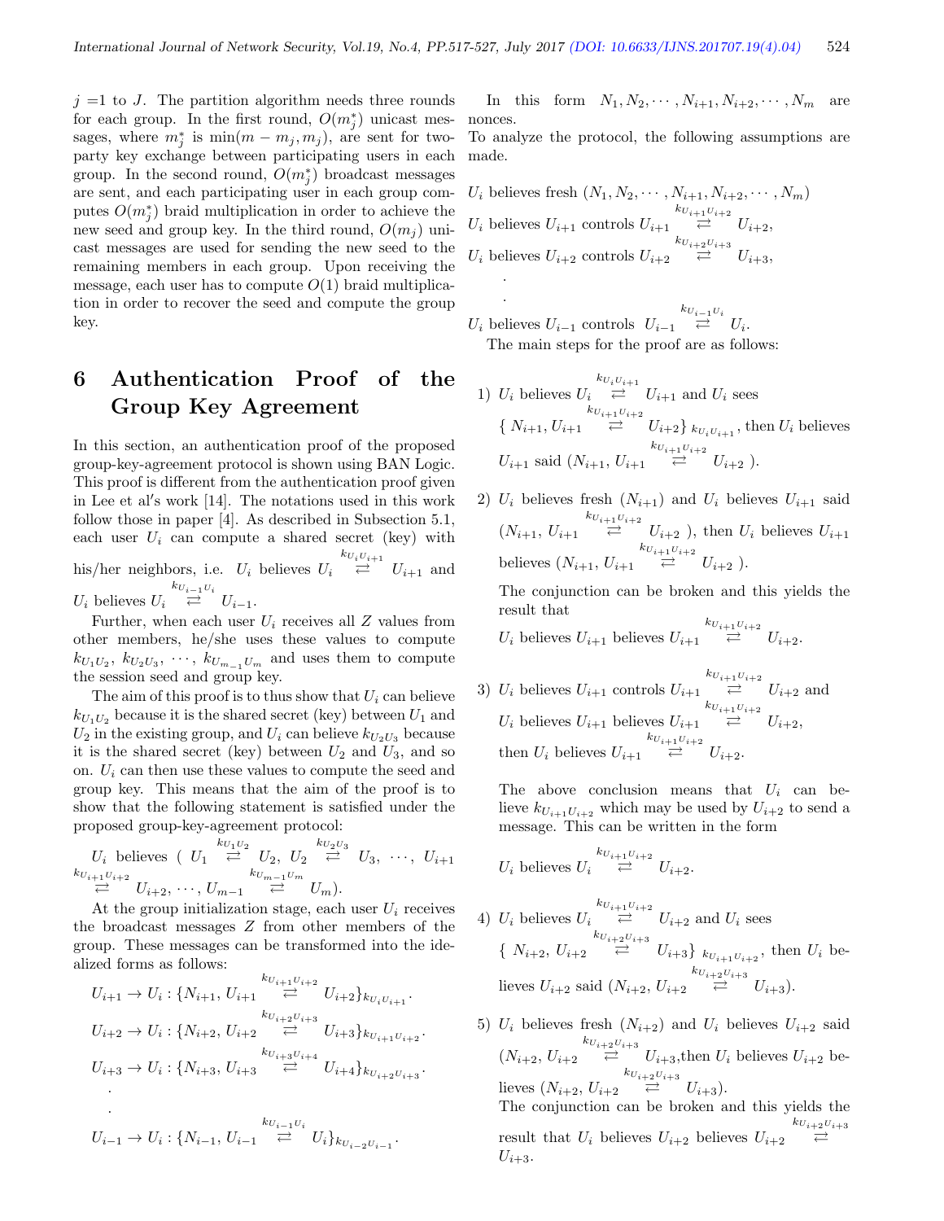$j$ =1 to $J$. The partition algorithm needs three rounds for each group. In the first round, $O(m_j^*)$ unicast messages, where $m_j^*$ is $\min(m - m_j, m_j)$, are sent for two-party key exchange between participating users in each group. In the second round, $O(m_j^*)$ broadcast messages are sent, and each participating user in each group computes $O(m_j^*)$ braid multiplication in order to achieve the new seed and group key. In the third round, $O(m_j)$ unicast messages are used for sending the new seed to the remaining members in each group. Upon receiving the message, each user has to compute $O(1)$ braid multiplication in order to recover the seed and compute the group key.

# 6 Authentication Proof of the Group Key Agreement

In this section, an authentication proof of the proposed group-key-agreement protocol is shown using BAN Logic. This proof is different from the authentication proof given in Lee et al′s work [14]. The notations used in this work follow those in paper [4]. As described in Subsection 5.1, each user $U_i$ can compute a shared secret (key) with his/her neighbors, i.e. $U_i$ believes $U_i \overset{k_{U_iU_{i+1}}}{\rightleftarrows} U_{i+1}$ and $U_i$ believes $U_i \overset{k_{U_{i-1}U_i}}{\rightleftarrows} U_{i-1}$.

Further, when each user $U_i$ receives all $Z$ values from other members, he/she uses these values to compute $k_{U_1U_2}$, $k_{U_2U_3}$, $\cdots$, $k_{U_{m-1}U_m}$ and uses them to compute the session seed and group key.

The aim of this proof is to thus show that $U_i$ can believe $k_{U_1U_2}$ because it is the shared secret (key) between $U_1$ and $U_2$ in the existing group, and $U_i$ can believe $k_{U_2U_3}$ because it is the shared secret (key) between $U_2$ and $U_3$, and so on. $U_i$ can then use these values to compute the seed and group key. This means that the aim of the proof is to show that the following statement is satisfied under the proposed group-key-agreement protocol:

$U_i$ believes ( $U_1 \overset{k_{U_1U_2}}{\rightleftarrows} U_2$, $U_2 \overset{k_{U_2U_3}}{\rightleftarrows} U_3$, $\cdots$, $U_{i+1} \overset{k_{U_{i+1}U_{i+2}}}{\rightleftarrows} U_{i+2}, \cdots, U_{m-1} \overset{k_{U_{m-1}U_m}}{\rightleftarrows} U_m$).

At the group initialization stage, each user $U_i$ receives the broadcast messages $Z$ from other members of the group. These messages can be transformed into the idealized forms as follows:

$$U_{i+1} \rightarrow U_i : \{N_{i+1}, U_{i+1} \overset{k_{U_{i+1}U_{i+2}}}{\rightleftarrows} U_{i+2}\}_{k_{U_iU_{i+1}}}.$$

$$U_{i+2} \rightarrow U_i : \{N_{i+2}, U_{i+2} \overset{k_{U_{i+2}U_{i+3}}}{\rightleftarrows} U_{i+3}\}_{k_{U_{i+1}U_{i+2}}}.$$

$$U_{i+3} \rightarrow U_i : \{N_{i+3}, U_{i+3} \overset{k_{U_{i+3}U_{i+4}}}{\rightleftarrows} U_{i+4}\}_{k_{U_{i+2}U_{i+3}}}.$$

.

.

$$U_{i-1} \rightarrow U_i : \{N_{i-1}, U_{i-1} \overset{k_{U_{i-1}U_i}}{\rightleftarrows} U_i\}_{k_{U_{i-2}U_{i-1}}}.$$

In this form $N_1, N_2, \cdots, N_{i+1}, N_{i+2}, \cdots, N_m$ are nonces.

To analyze the protocol, the following assumptions are made.

$U_i$ believes fresh $(N_1, N_2, \cdots, N_{i+1}, N_{i+2}, \cdots, N_m)$

$U_i$ believes $U_{i+1}$ controls $U_{i+1} \overset{k_{U_{i+1}U_{i+2}}}{\rightleftarrows} U_{i+2}$,

$U_i$ believes $U_{i+2}$ controls $U_{i+2} \overset{k_{U_{i+2}U_{i+3}}}{\rightleftarrows} U_{i+3}$,

.

.

$U_i$ believes $U_{i-1}$ controls $U_{i-1} \overset{k_{U_{i-1}U_i}}{\rightleftarrows} U_i$.

The main steps for the proof are as follows:

1) $U_i$ believes $U_i \overset{k_{U_iU_{i+1}}}{\rightleftarrows} U_{i+1}$ and $U_i$ sees $\{ N_{i+1}, U_{i+1} \overset{k_{U_{i+1}U_{i+2}}}{\rightleftarrows} U_{i+2}\}_{k_{U_iU_{i+1}}}$, then $U_i$ believes $U_{i+1}$ said $(N_{i+1}, U_{i+1} \overset{k_{U_{i+1}U_{i+2}}}{\rightleftarrows} U_{i+2}$ ).

2) $U_i$ believes fresh $(N_{i+1})$ and $U_i$ believes $U_{i+1}$ said $(N_{i+1}, U_{i+1} \overset{k_{U_{i+1}U_{i+2}}}{\rightleftarrows} U_{i+2}$ ), then $U_i$ believes $U_{i+1}$ believes $(N_{i+1}, U_{i+1} \overset{k_{U_{i+1}U_{i+2}}}{\rightleftarrows} U_{i+2}$ ).

   The conjunction can be broken and this yields the result that

   $U_i$ believes $U_{i+1}$ believes $U_{i+1} \overset{k_{U_{i+1}U_{i+2}}}{\rightleftarrows} U_{i+2}$.

3) $U_i$ believes $U_{i+1}$ controls $U_{i+1} \overset{k_{U_{i+1}U_{i+2}}}{\rightleftarrows} U_{i+2}$ and $U_i$ believes $U_{i+1}$ believes $U_{i+1} \overset{k_{U_{i+1}U_{i+2}}}{\rightleftarrows} U_{i+2}$, then $U_i$ believes $U_{i+1} \overset{k_{U_{i+1}U_{i+2}}}{\rightleftarrows} U_{i+2}$.

   The above conclusion means that $U_i$ can believe $k_{U_{i+1}U_{i+2}}$ which may be used by $U_{i+2}$ to send a message. This can be written in the form

   $U_i$ believes $U_i \overset{k_{U_{i+1}U_{i+2}}}{\rightleftarrows} U_{i+2}$.

4) $U_i$ believes $U_i \overset{k_{U_{i+1}U_{i+2}}}{\rightleftarrows} U_{i+2}$ and $U_i$ sees $\{ N_{i+2}, U_{i+2} \overset{k_{U_{i+2}U_{i+3}}}{\rightleftarrows} U_{i+3}\}_{k_{U_{i+1}U_{i+2}}}$, then $U_i$ believes $U_{i+2}$ said $(N_{i+2}, U_{i+2} \overset{k_{U_{i+2}U_{i+3}}}{\rightleftarrows} U_{i+3})$.

5) $U_i$ believes fresh $(N_{i+2})$ and $U_i$ believes $U_{i+2}$ said $(N_{i+2}, U_{i+2} \overset{k_{U_{i+2}U_{i+3}}}{\rightleftarrows} U_{i+3}$,then $U_i$ believes $U_{i+2}$ believes $(N_{i+2}, U_{i+2} \overset{k_{U_{i+2}U_{i+3}}}{\rightleftarrows} U_{i+3})$.

   The conjunction can be broken and this yields the result that $U_i$ believes $U_{i+2}$ believes $U_{i+2} \overset{k_{U_{i+2}U_{i+3}}}{\rightleftarrows} U_{i+3}$.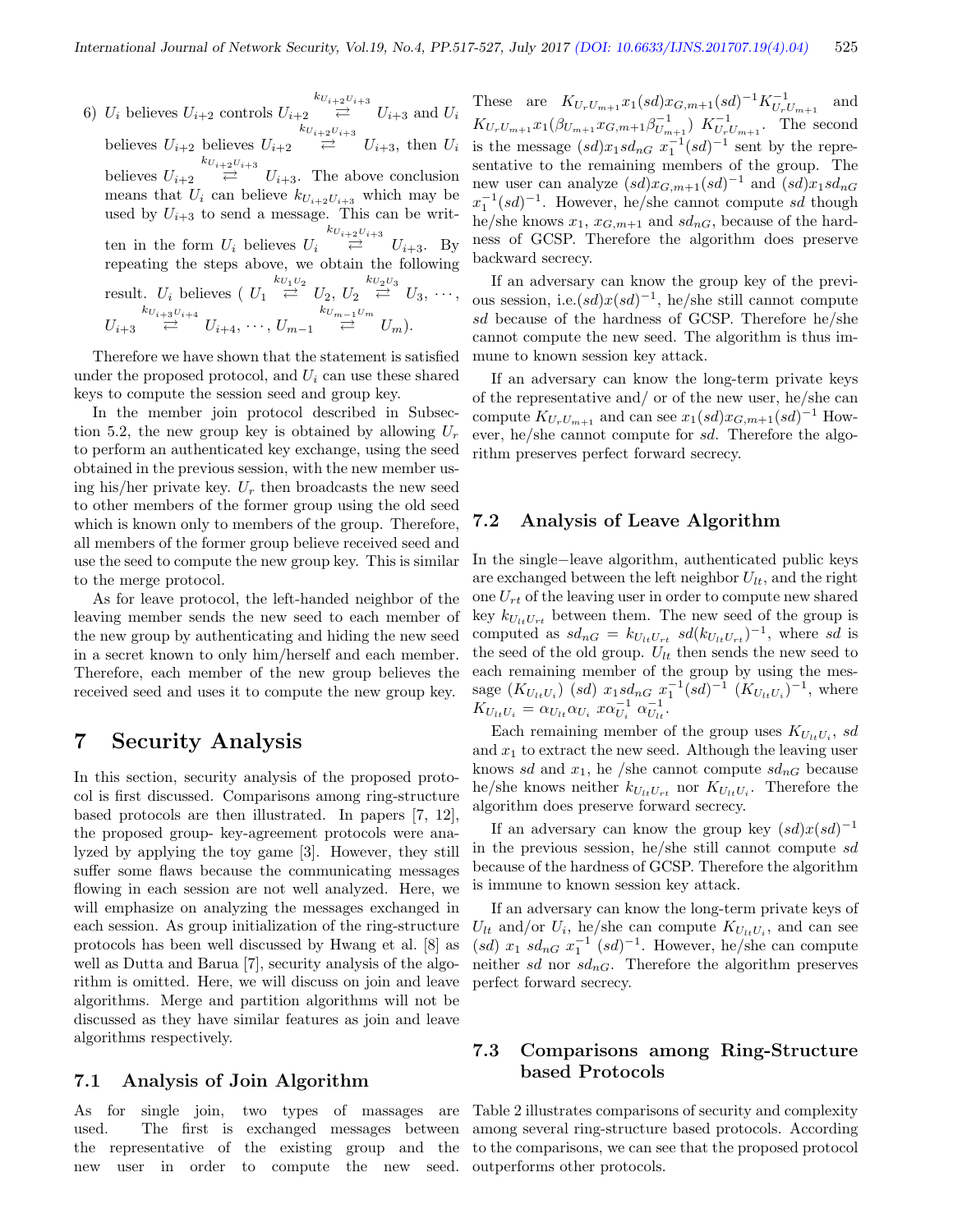6) $U_i$ believes $U_{i+2}$ controls $U_{i+2} \overset{k_{U_{i+2}U_{i+3}}}{\rightleftarrows} U_{i+3}$ and $U_i$ believes $U_{i+2}$ believes $U_{i+2} \overset{k_{U_{i+2}U_{i+3}}}{\rightleftarrows} U_{i+3}$, then $U_i$ believes $U_{i+2} \overset{k_{U_{i+2}U_{i+3}}}{\rightleftarrows} U_{i+3}$. The above conclusion means that $U_i$ can believe $k_{U_{i+2}U_{i+3}}$ which may be used by $U_{i+3}$ to send a message. This can be written in the form $U_i$ believes $U_i \overset{k_{U_{i+2}U_{i+3}}}{\rightleftarrows} U_{i+3}$. By repeating the steps above, we obtain the following result. $U_i$ believes ( $U_1 \overset{k_{U_1U_2}}{\rightleftarrows} U_2$, $U_2 \overset{k_{U_2U_3}}{\rightleftarrows} U_3$, $\cdots$, $U_{i+3} \overset{k_{U_{i+3}U_{i+4}}}{\rightleftarrows} U_{i+4}$, $\cdots$, $U_{m-1} \overset{k_{U_{m-1}U_m}}{\rightleftarrows} U_m$).

Therefore we have shown that the statement is satisfied under the proposed protocol, and $U_i$ can use these shared keys to compute the session seed and group key.

In the member join protocol described in Subsection 5.2, the new group key is obtained by allowing $U_r$ to perform an authenticated key exchange, using the seed obtained in the previous session, with the new member using his/her private key. $U_r$ then broadcasts the new seed to other members of the former group using the old seed which is known only to members of the group. Therefore, all members of the former group believe received seed and use the seed to compute the new group key. This is similar to the merge protocol.

As for leave protocol, the left-handed neighbor of the leaving member sends the new seed to each member of the new group by authenticating and hiding the new seed in a secret known to only him/herself and each member. Therefore, each member of the new group believes the received seed and uses it to compute the new group key.

# 7 Security Analysis

In this section, security analysis of the proposed protocol is first discussed. Comparisons among ring-structure based protocols are then illustrated. In papers [7, 12], the proposed group- key-agreement protocols were analyzed by applying the toy game [3]. However, they still suffer some flaws because the communicating messages flowing in each session are not well analyzed. Here, we will emphasize on analyzing the messages exchanged in each session. As group initialization of the ring-structure protocols has been well discussed by Hwang et al. [8] as well as Dutta and Barua [7], security analysis of the algorithm is omitted. Here, we will discuss on join and leave algorithms. Merge and partition algorithms will not be discussed as they have similar features as join and leave algorithms respectively.

## 7.1 Analysis of Join Algorithm

As for single join, two types of massages are used. The first is exchanged messages between the representative of the existing group and the new user in order to compute the new seed. These are $K_{U_rU_{m+1}}x_1(sd)x_{G,m+1}(sd)^{-1}K^{-1}_{U_rU_{m+1}}$ and $K_{U_rU_{m+1}}x_1(\beta_{U_{m+1}}x_{G,m+1}\beta^{-1}_{U_{m+1}})\ K^{-1}_{U_rU_{m+1}}$. The second is the message $(sd)x_1sd_{nG}\ x_1^{-1}(sd)^{-1}$ sent by the representative to the remaining members of the group. The new user can analyze $(sd)x_{G,m+1}(sd)^{-1}$ and $(sd)x_1sd_{nG}\ x_1^{-1}(sd)^{-1}$. However, he/she cannot compute $sd$ though he/she knows $x_1$, $x_{G,m+1}$ and $sd_{nG}$, because of the hardness of GCSP. Therefore the algorithm does preserve backward secrecy.

If an adversary can know the group key of the previous session, i.e.$(sd)x(sd)^{-1}$, he/she still cannot compute $sd$ because of the hardness of GCSP. Therefore he/she cannot compute the new seed. The algorithm is thus immune to known session key attack.

If an adversary can know the long-term private keys of the representative and/ or of the new user, he/she can compute $K_{U_rU_{m+1}}$ and can see $x_1(sd)x_{G,m+1}(sd)^{-1}$ However, he/she cannot compute for $sd$. Therefore the algorithm preserves perfect forward secrecy.

## 7.2 Analysis of Leave Algorithm

In the single−leave algorithm, authenticated public keys are exchanged between the left neighbor $U_{lt}$, and the right one $U_{rt}$ of the leaving user in order to compute new shared key $k_{U_{lt}U_{rt}}$ between them. The new seed of the group is computed as $sd_{nG} = k_{U_{lt}U_{rt}}\ sd(k_{U_{lt}U_{rt}})^{-1}$, where $sd$ is the seed of the old group. $U_{lt}$ then sends the new seed to each remaining member of the group by using the message $(K_{U_{lt}U_i})\ (sd)\ x_1sd_{nG}\ x_1^{-1}(sd)^{-1}\ (K_{U_{lt}U_i})^{-1}$, where $K_{U_{lt}U_i} = \alpha_{U_{lt}}\alpha_{U_i}\ x\alpha^{-1}_{U_i}\ \alpha^{-1}_{U_{lt}}$.

Each remaining member of the group uses $K_{U_{lt}U_i}$, $sd$ and $x_1$ to extract the new seed. Although the leaving user knows $sd$ and $x_1$, he /she cannot compute $sd_{nG}$ because he/she knows neither $k_{U_{lt}U_{rt}}$ nor $K_{U_{lt}U_i}$. Therefore the algorithm does preserve forward secrecy.

If an adversary can know the group key $(sd)x(sd)^{-1}$ in the previous session, he/she still cannot compute $sd$ because of the hardness of GCSP. Therefore the algorithm is immune to known session key attack.

If an adversary can know the long-term private keys of $U_{lt}$ and/or $U_i$, he/she can compute $K_{U_{lt}U_i}$, and can see $(sd)\ x_1\ sd_{nG}\ x_1^{-1}\ (sd)^{-1}$. However, he/she can compute neither $sd$ nor $sd_{nG}$. Therefore the algorithm preserves perfect forward secrecy.

## 7.3 Comparisons among Ring-Structure based Protocols

Table 2 illustrates comparisons of security and complexity among several ring-structure based protocols. According to the comparisons, we can see that the proposed protocol outperforms other protocols.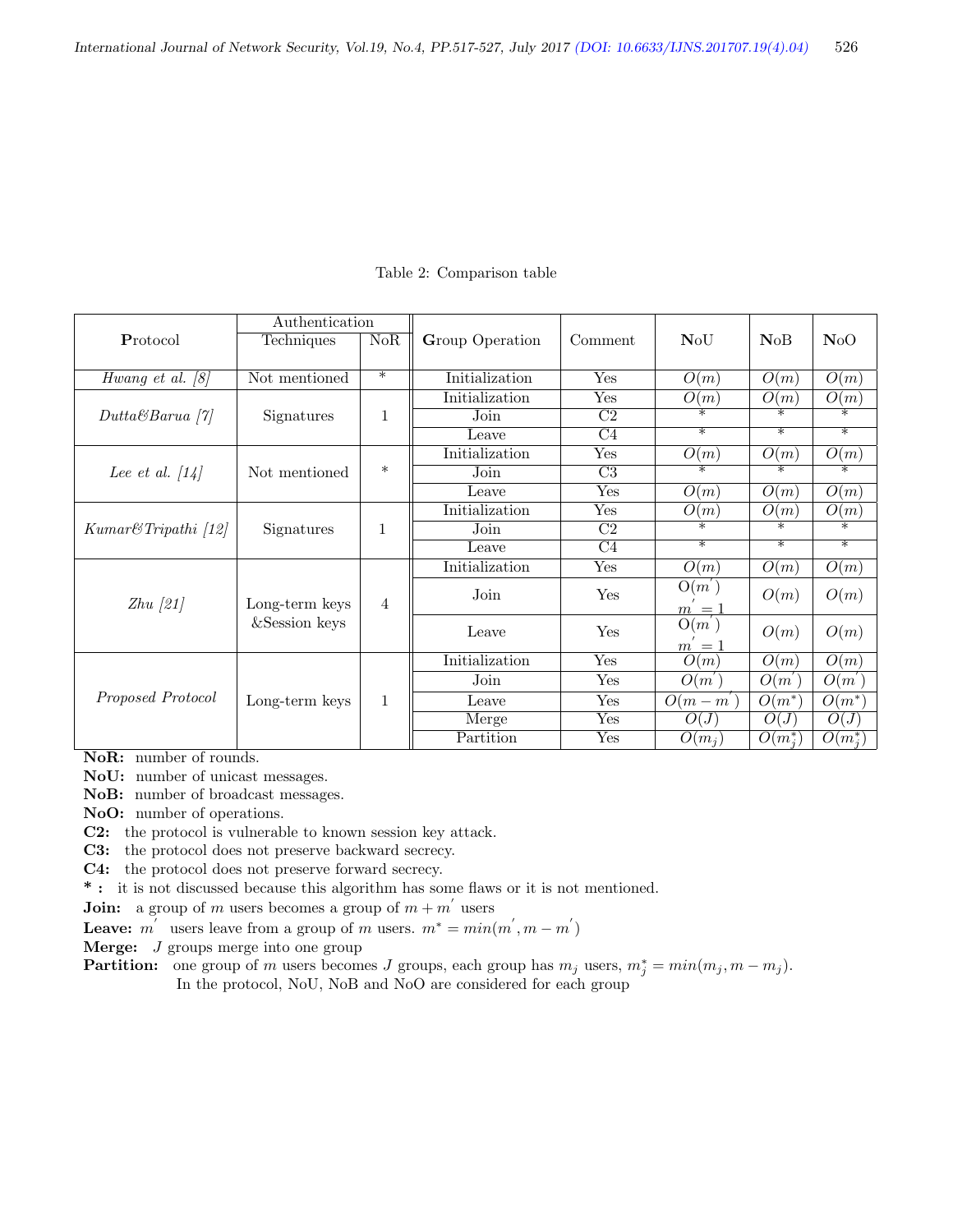Table 2: Comparison table

| Protocol | Authentication Techniques | Authentication NoR | Group Operation | Comment | NoU | NoB | NoO |
|---|---|---|---|---|---|---|---|
| *Hwang et al. [8]* | Not mentioned | * | Initialization | Yes | $O(m)$ | $O(m)$ | $O(m)$ |
| *Dutta&Barua [7]* | Signatures | 1 | Initialization | Yes | $O(m)$ | $O(m)$ | $O(m)$ |
| | | | Join | C2 | * | * | * |
| | | | Leave | C4 | * | * | * |
| *Lee et al. [14]* | Not mentioned | * | Initialization | Yes | $O(m)$ | $O(m)$ | $O(m)$ |
| | | | Join | C3 | * | * | * |
| | | | Leave | Yes | $O(m)$ | $O(m)$ | $O(m)$ |
| *Kumar&Tripathi [12]* | Signatures | 1 | Initialization | Yes | $O(m)$ | $O(m)$ | $O(m)$ |
| | | | Join | C2 | * | * | * |
| | | | Leave | C4 | * | * | * |
| *Zhu [21]* | Long-term keys &Session keys | 4 | Initialization | Yes | $O(m)$ | $O(m)$ | $O(m)$ |
| | | | Join | Yes | $O(m')$ $m' = 1$ | $O(m)$ | $O(m)$ |
| | | | Leave | Yes | $O(m')$ $m' = 1$ | $O(m)$ | $O(m)$ |
| *Proposed Protocol* | Long-term keys | 1 | Initialization | Yes | $O(m)$ | $O(m)$ | $O(m)$ |
| | | | Join | Yes | $O(m')$ | $O(m')$ | $O(m')$ |
| | | | Leave | Yes | $O(m - m')$ | $O(m^*)$ | $O(m^*)$ |
| | | | Merge | Yes | $O(J)$ | $O(J)$ | $O(J)$ |
| | | | Partition | Yes | $O(m_j)$ | $O(m_j^*)$ | $O(m_j^*)$ |

**NoR:** number of rounds.
**NoU:** number of unicast messages.
**NoB:** number of broadcast messages.
**NoO:** number of operations.
**C2:** the protocol is vulnerable to known session key attack.
**C3:** the protocol does not preserve backward secrecy.
**C4:** the protocol does not preserve forward secrecy.
**\* :** it is not discussed because this algorithm has some flaws or it is not mentioned.
**Join:** a group of $m$ users becomes a group of $m + m'$ users
**Leave:** $m'$ users leave from a group of $m$ users. $m^* = min(m', m - m')$
**Merge:** $J$ groups merge into one group
**Partition:** one group of $m$ users becomes $J$ groups, each group has $m_j$ users, $m_j^* = min(m_j, m - m_j)$. In the protocol, NoU, NoB and NoO are considered for each group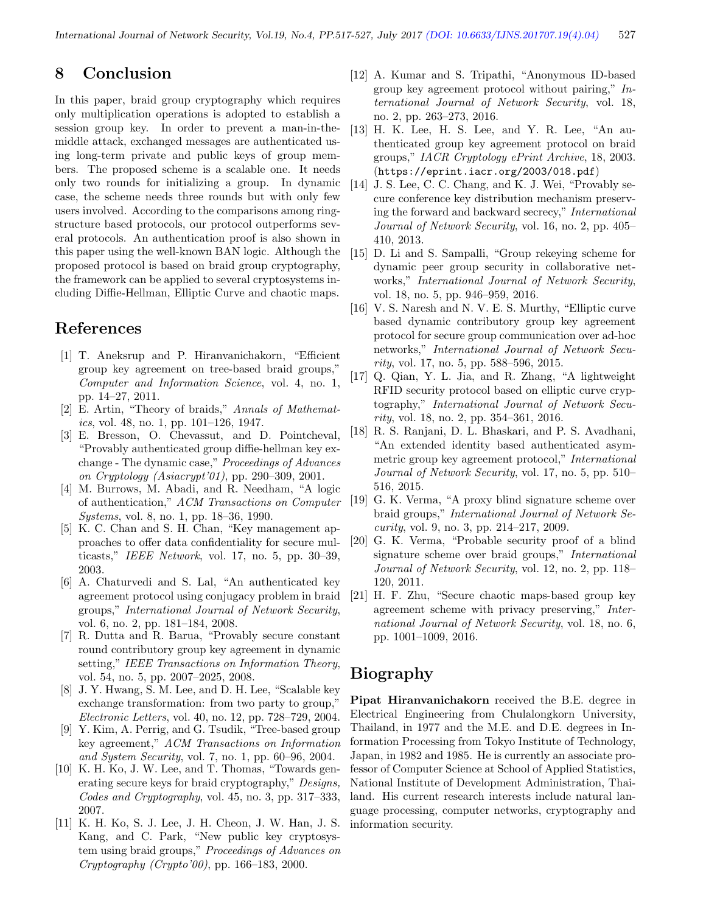## 8 Conclusion

In this paper, braid group cryptography which requires only multiplication operations is adopted to establish a session group key. In order to prevent a man-in-the-middle attack, exchanged messages are authenticated using long-term private and public keys of group members. The proposed scheme is a scalable one. It needs only two rounds for initializing a group. In dynamic case, the scheme needs three rounds but with only few users involved. According to the comparisons among ring-structure based protocols, our protocol outperforms several protocols. An authentication proof is also shown in this paper using the well-known BAN logic. Although the proposed protocol is based on braid group cryptography, the framework can be applied to several cryptosystems including Diffie-Hellman, Elliptic Curve and chaotic maps.

## References

[1] T. Aneksrup and P. Hiranvanichakorn, "Efficient group key agreement on tree-based braid groups," *Computer and Information Science*, vol. 4, no. 1, pp. 14–27, 2011.

[2] E. Artin, "Theory of braids," *Annals of Mathematics*, vol. 48, no. 1, pp. 101–126, 1947.

[3] E. Bresson, O. Chevassut, and D. Pointcheval, "Provably authenticated group diffie-hellman key exchange - The dynamic case," *Proceedings of Advances on Cryptology (Asiacrypt'01)*, pp. 290–309, 2001.

[4] M. Burrows, M. Abadi, and R. Needham, "A logic of authentication," *ACM Transactions on Computer Systems*, vol. 8, no. 1, pp. 18–36, 1990.

[5] K. C. Chan and S. H. Chan, "Key management approaches to offer data confidentiality for secure multicasts," *IEEE Network*, vol. 17, no. 5, pp. 30–39, 2003.

[6] A. Chaturvedi and S. Lal, "An authenticated key agreement protocol using conjugacy problem in braid groups," *International Journal of Network Security*, vol. 6, no. 2, pp. 181–184, 2008.

[7] R. Dutta and R. Barua, "Provably secure constant round contributory group key agreement in dynamic setting," *IEEE Transactions on Information Theory*, vol. 54, no. 5, pp. 2007–2025, 2008.

[8] J. Y. Hwang, S. M. Lee, and D. H. Lee, "Scalable key exchange transformation: from two party to group," *Electronic Letters*, vol. 40, no. 12, pp. 728–729, 2004.

[9] Y. Kim, A. Perrig, and G. Tsudik, "Tree-based group key agreement," *ACM Transactions on Information and System Security*, vol. 7, no. 1, pp. 60–96, 2004.

[10] K. H. Ko, J. W. Lee, and T. Thomas, "Towards generating secure keys for braid cryptography," *Designs, Codes and Cryptography*, vol. 45, no. 3, pp. 317–333, 2007.

[11] K. H. Ko, S. J. Lee, J. H. Cheon, J. W. Han, J. S. Kang, and C. Park, "New public key cryptosystem using braid groups," *Proceedings of Advances on Cryptography (Crypto'00)*, pp. 166–183, 2000.

[12] A. Kumar and S. Tripathi, "Anonymous ID-based group key agreement protocol without pairing," *International Journal of Network Security*, vol. 18, no. 2, pp. 263–273, 2016.

[13] H. K. Lee, H. S. Lee, and Y. R. Lee, "An authenticated group key agreement protocol on braid groups," *IACR Cryptology ePrint Archive*, 18, 2003. (https://eprint.iacr.org/2003/018.pdf)

[14] J. S. Lee, C. C. Chang, and K. J. Wei, "Provably secure conference key distribution mechanism preserving the forward and backward secrecy," *International Journal of Network Security*, vol. 16, no. 2, pp. 405–410, 2013.

[15] D. Li and S. Sampalli, "Group rekeying scheme for dynamic peer group security in collaborative networks," *International Journal of Network Security*, vol. 18, no. 5, pp. 946–959, 2016.

[16] V. S. Naresh and N. V. E. S. Murthy, "Elliptic curve based dynamic contributory group key agreement protocol for secure group communication over ad-hoc networks," *International Journal of Network Security*, vol. 17, no. 5, pp. 588–596, 2015.

[17] Q. Qian, Y. L. Jia, and R. Zhang, "A lightweight RFID security protocol based on elliptic curve cryptography," *International Journal of Network Security*, vol. 18, no. 2, pp. 354–361, 2016.

[18] R. S. Ranjani, D. L. Bhaskari, and P. S. Avadhani, "An extended identity based authenticated asymmetric group key agreement protocol," *International Journal of Network Security*, vol. 17, no. 5, pp. 510–516, 2015.

[19] G. K. Verma, "A proxy blind signature scheme over braid groups," *International Journal of Network Security*, vol. 9, no. 3, pp. 214–217, 2009.

[20] G. K. Verma, "Probable security proof of a blind signature scheme over braid groups," *International Journal of Network Security*, vol. 12, no. 2, pp. 118–120, 2011.

[21] H. F. Zhu, "Secure chaotic maps-based group key agreement scheme with privacy preserving," *International Journal of Network Security*, vol. 18, no. 6, pp. 1001–1009, 2016.

## Biography

**Pipat Hiranvanichakorn** received the B.E. degree in Electrical Engineering from Chulalongkorn University, Thailand, in 1977 and the M.E. and D.E. degrees in Information Processing from Tokyo Institute of Technology, Japan, in 1982 and 1985. He is currently an associate professor of Computer Science at School of Applied Statistics, National Institute of Development Administration, Thailand. His current research interests include natural language processing, computer networks, cryptography and information security.